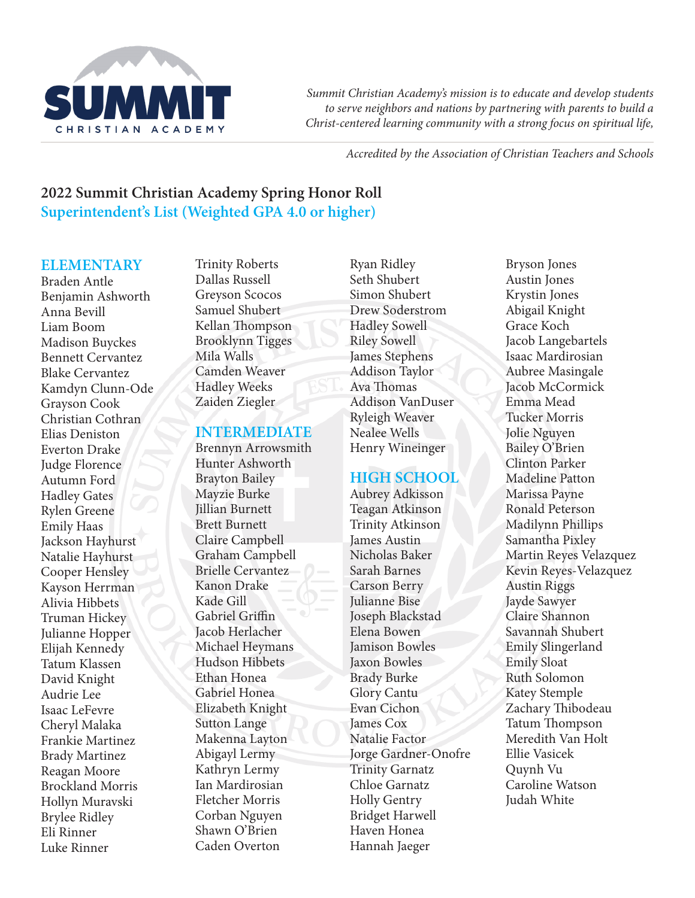SUMMIT CHRISTIAN ACADEMY

*Summit Christian Academy's mission is to educate and develop students to serve neighbors and nations by partnering with parents to build a Christ-centered learning community with a strong focus on spiritual life,*

*Accredited by the Association of Christian Teachers and Schools*

## 2022 Summit Christian Academy Spring Honor Roll

### Superintendent's List (Weighted GPA 4.0 or higher)

### ELEMENTARY

Braden Antle
Benjamin Ashworth
Anna Bevill
Liam Boom
Madison Buyckes
Bennett Cervantez
Blake Cervantez
Kamdyn Clunn-Ode
Grayson Cook
Christian Cothran
Elias Deniston
Everton Drake
Judge Florence
Autumn Ford
Hadley Gates
Rylen Greene
Emily Haas
Jackson Hayhurst
Natalie Hayhurst
Cooper Hensley
Kayson Herrman
Alivia Hibbets
Truman Hickey
Julianne Hopper
Elijah Kennedy
Tatum Klassen
David Knight
Audrie Lee
Isaac LeFevre
Cheryl Malaka
Frankie Martinez
Brady Martinez
Reagan Moore
Brockland Morris
Hollyn Muravski
Brylee Ridley
Eli Rinner
Luke Rinner
Trinity Roberts
Dallas Russell
Greyson Scocos
Samuel Shubert
Kellan Thompson
Brooklynn Tigges
Mila Walls
Camden Weaver
Hadley Weeks
Zaiden Ziegler

### INTERMEDIATE

Brennyn Arrowsmith
Hunter Ashworth
Brayton Bailey
Mayzie Burke
Jillian Burnett
Brett Burnett
Claire Campbell
Graham Campbell
Brielle Cervantez
Kanon Drake
Kade Gill
Gabriel Griffin
Jacob Herlacher
Michael Heymans
Hudson Hibbets
Ethan Honea
Gabriel Honea
Elizabeth Knight
Sutton Lange
Makenna Layton
Abigayl Lermy
Kathryn Lermy
Ian Mardirosian
Fletcher Morris
Corban Nguyen
Shawn O'Brien
Caden Overton
Ryan Ridley
Seth Shubert
Simon Shubert
Drew Soderstrom
Hadley Sowell
Riley Sowell
James Stephens
Addison Taylor
Ava Thomas
Addison VanDuser
Ryleigh Weaver
Nealee Wells
Henry Wineinger

### HIGH SCHOOL

Aubrey Adkisson
Teagan Atkinson
Trinity Atkinson
James Austin
Nicholas Baker
Sarah Barnes
Carson Berry
Julianne Bise
Joseph Blackstad
Elena Bowen
Jamison Bowles
Jaxon Bowles
Brady Burke
Glory Cantu
Evan Cichon
James Cox
Natalie Factor
Jorge Gardner-Onofre
Trinity Garnatz
Chloe Garnatz
Holly Gentry
Bridget Harwell
Haven Honea
Hannah Jaeger
Bryson Jones
Austin Jones
Krystin Jones
Abigail Knight
Grace Koch
Jacob Langebartels
Isaac Mardirosian
Aubree Masingale
Jacob McCormick
Emma Mead
Tucker Morris
Jolie Nguyen
Bailey O'Brien
Clinton Parker
Madeline Patton
Marissa Payne
Ronald Peterson
Madilynn Phillips
Samantha Pixley
Martin Reyes Velazquez
Kevin Reyes-Velazquez
Austin Riggs
Jayde Sawyer
Claire Shannon
Savannah Shubert
Emily Slingerland
Emily Sloat
Ruth Solomon
Katey Stemple
Zachary Thibodeau
Tatum Thompson
Meredith Van Holt
Ellie Vasicek
Quynh Vu
Caroline Watson
Judah White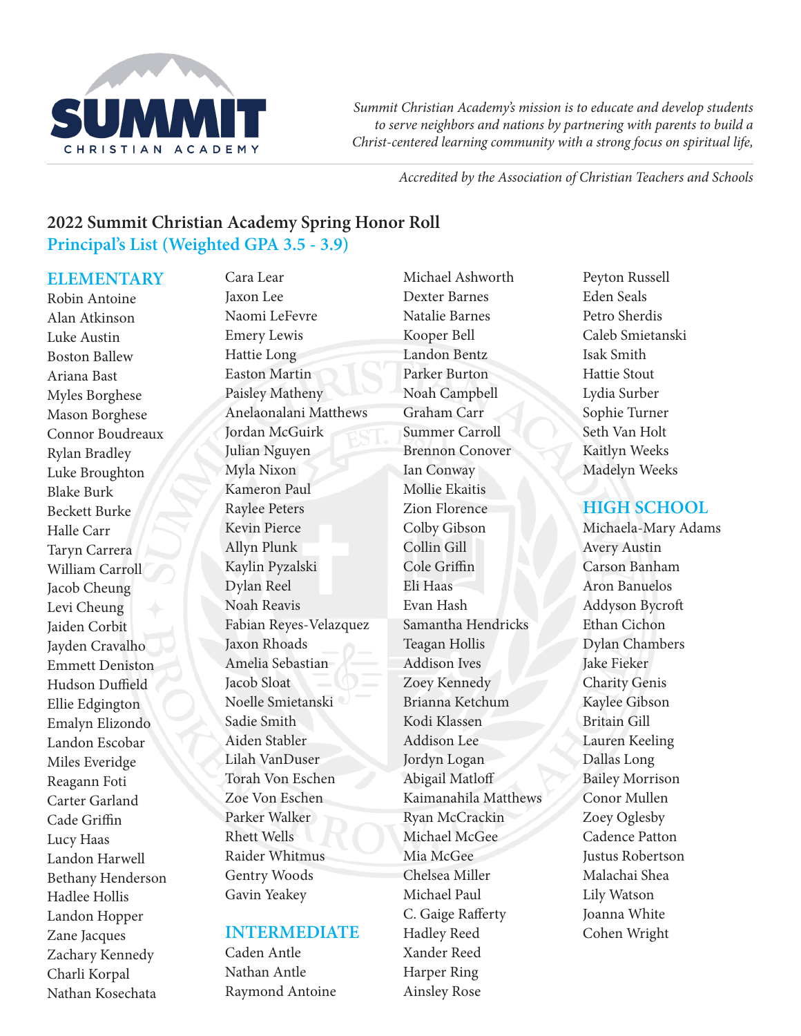**SUMMIT**
CHRISTIAN ACADEMY

*Summit Christian Academy's mission is to educate and develop students to serve neighbors and nations by partnering with parents to build a Christ-centered learning community with a strong focus on spiritual life,*

*Accredited by the Association of Christian Teachers and Schools*

## 2022 Summit Christian Academy Spring Honor Roll

### Principal's List (Weighted GPA 3.5 - 3.9)

### ELEMENTARY

Robin Antoine
Alan Atkinson
Luke Austin
Boston Ballew
Ariana Bast
Myles Borghese
Mason Borghese
Connor Boudreaux
Rylan Bradley
Luke Broughton
Blake Burk
Beckett Burke
Halle Carr
Taryn Carrera
William Carroll
Jacob Cheung
Levi Cheung
Jaiden Corbit
Jayden Cravalho
Emmett Deniston
Hudson Duffield
Ellie Edgington
Emalyn Elizondo
Landon Escobar
Miles Everidge
Reagann Foti
Carter Garland
Cade Griffin
Lucy Haas
Landon Harwell
Bethany Henderson
Hadlee Hollis
Landon Hopper
Zane Jacques
Zachary Kennedy
Charli Korpal
Nathan Kosechata
Cara Lear
Jaxon Lee
Naomi LeFevre
Emery Lewis
Hattie Long
Easton Martin
Paisley Matheny
Anelaonalani Matthews
Jordan McGuirk
Julian Nguyen
Myla Nixon
Kameron Paul
Raylee Peters
Kevin Pierce
Allyn Plunk
Kaylin Pyzalski
Dylan Reel
Noah Reavis
Fabian Reyes-Velazquez
Jaxon Rhoads
Amelia Sebastian
Jacob Sloat
Noelle Smietanski
Sadie Smith
Aiden Stabler
Lilah VanDuser
Torah Von Eschen
Zoe Von Eschen
Parker Walker
Rhett Wells
Raider Whitmus
Gentry Woods
Gavin Yeakey

### INTERMEDIATE

Caden Antle
Nathan Antle
Raymond Antoine
Michael Ashworth
Dexter Barnes
Natalie Barnes
Kooper Bell
Landon Bentz
Parker Burton
Noah Campbell
Graham Carr
Summer Carroll
Brennon Conover
Ian Conway
Mollie Ekaitis
Zion Florence
Colby Gibson
Collin Gill
Cole Griffin
Eli Haas
Evan Hash
Samantha Hendricks
Teagan Hollis
Addison Ives
Zoey Kennedy
Brianna Ketchum
Kodi Klassen
Addison Lee
Jordyn Logan
Abigail Matloff
Kaimanahila Matthews
Ryan McCrackin
Michael McGee
Mia McGee
Chelsea Miller
Michael Paul
C. Gaige Rafferty
Hadley Reed
Xander Reed
Harper Ring
Ainsley Rose
Peyton Russell
Eden Seals
Petro Sherdis
Caleb Smietanski
Isak Smith
Hattie Stout
Lydia Surber
Sophie Turner
Seth Van Holt
Kaitlyn Weeks
Madelyn Weeks

### HIGH SCHOOL

Michaela-Mary Adams
Avery Austin
Carson Banham
Aron Banuelos
Addyson Bycroft
Ethan Cichon
Dylan Chambers
Jake Fieker
Charity Genis
Kaylee Gibson
Britain Gill
Lauren Keeling
Dallas Long
Bailey Morrison
Conor Mullen
Zoey Oglesby
Cadence Patton
Justus Robertson
Malachai Shea
Lily Watson
Joanna White
Cohen Wright